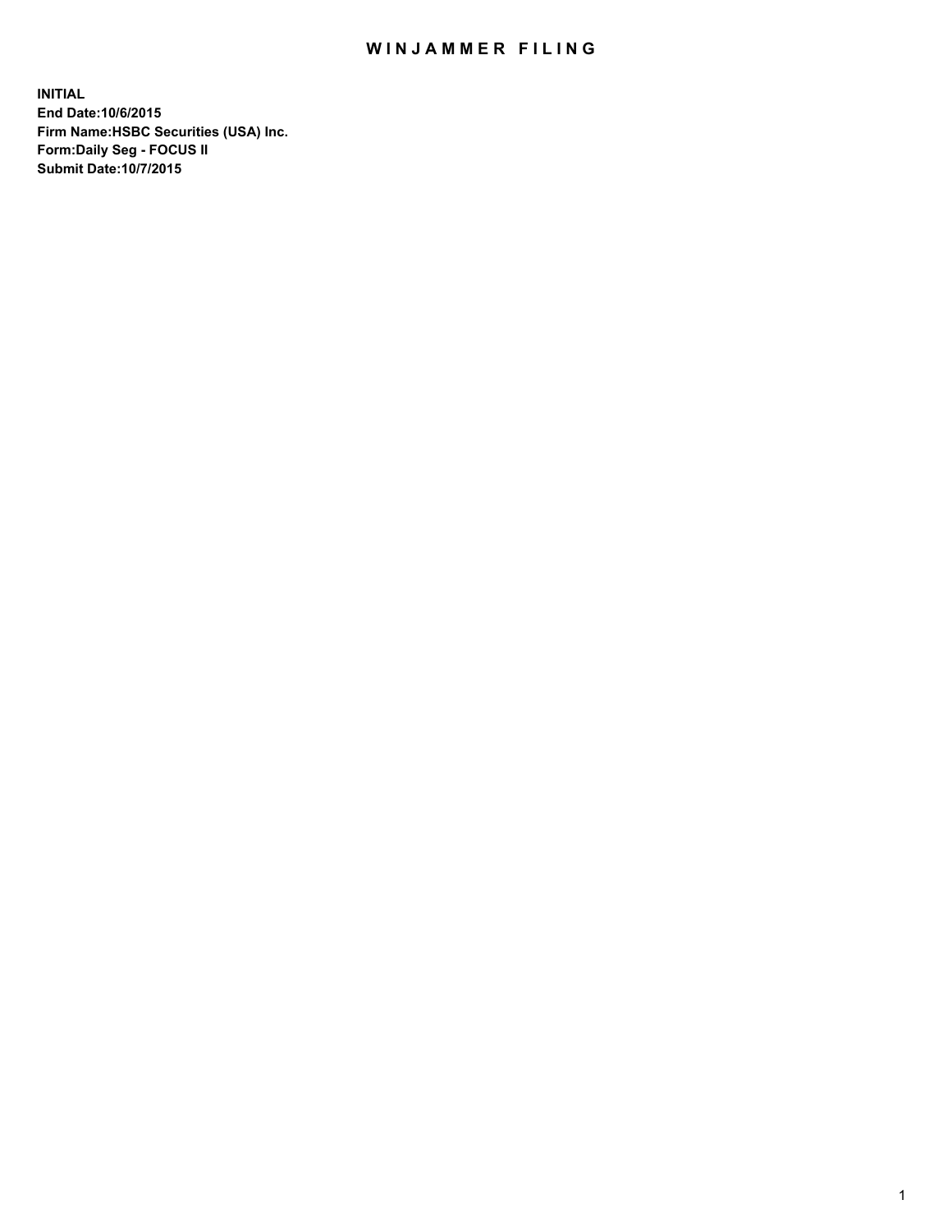# WINJAMMER FILING

**INITIAL**
**End Date:10/6/2015**
**Firm Name:HSBC Securities (USA) Inc.**
**Form:Daily Seg - FOCUS II**
**Submit Date:10/7/2015**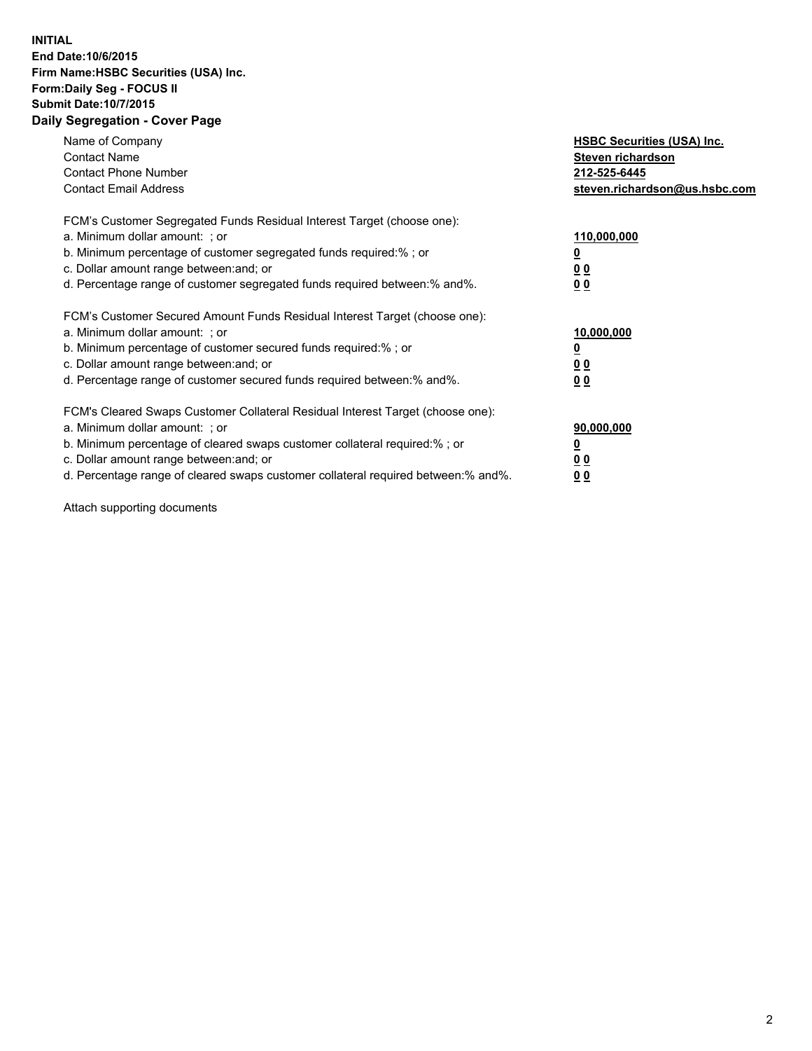**INITIAL**
**End Date:10/6/2015**
**Firm Name:HSBC Securities (USA) Inc.**
**Form:Daily Seg - FOCUS II**
**Submit Date:10/7/2015**

## Daily Segregation - Cover Page

| | |
|---|---|
| Name of Company | **HSBC Securities (USA) Inc.** |
| Contact Name | **Steven richardson** |
| Contact Phone Number | **212-525-6445** |
| Contact Email Address | **steven.richardson@us.hsbc.com** |

FCM's Customer Segregated Funds Residual Interest Target (choose one):

| | |
|---|---|
| a. Minimum dollar amount: ; or | **110,000,000** |
| b. Minimum percentage of customer segregated funds required:% ; or | **0** |
| c. Dollar amount range between:and; or | **0 0** |
| d. Percentage range of customer segregated funds required between:% and%. | **0 0** |

FCM's Customer Secured Amount Funds Residual Interest Target (choose one):

| | |
|---|---|
| a. Minimum dollar amount: ; or | **10,000,000** |
| b. Minimum percentage of customer secured funds required:% ; or | **0** |
| c. Dollar amount range between:and; or | **0 0** |
| d. Percentage range of customer secured funds required between:% and%. | **0 0** |

FCM's Cleared Swaps Customer Collateral Residual Interest Target (choose one):

| | |
|---|---|
| a. Minimum dollar amount: ; or | **90,000,000** |
| b. Minimum percentage of cleared swaps customer collateral required:% ; or | **0** |
| c. Dollar amount range between:and; or | **0 0** |
| d. Percentage range of cleared swaps customer collateral required between:% and%. | **0 0** |

Attach supporting documents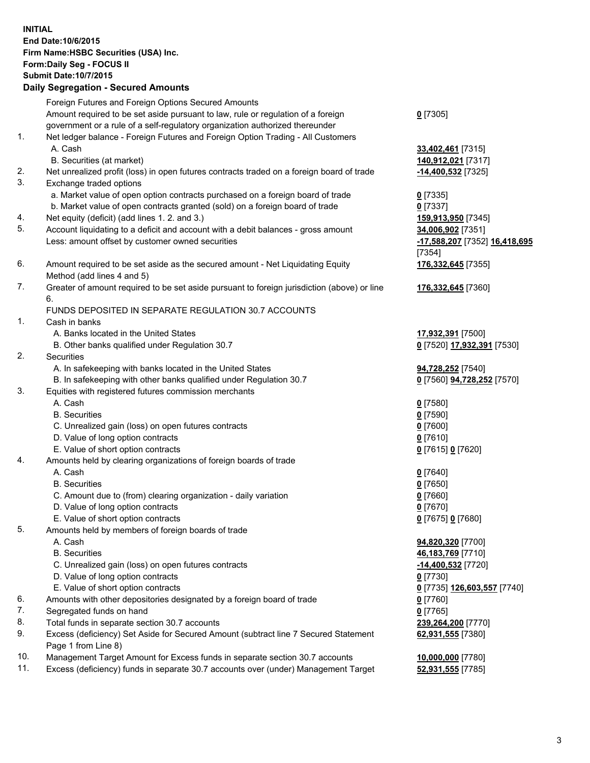**INITIAL**
**End Date:10/6/2015**
**Firm Name:HSBC Securities (USA) Inc.**
**Form:Daily Seg - FOCUS II**
**Submit Date:10/7/2015**

## Daily Segregation - Secured Amounts

| | | |
|---|---|---|
| | Foreign Futures and Foreign Options Secured Amounts | |
| | Amount required to be set aside pursuant to law, rule or regulation of a foreign government or a rule of a self-regulatory organization authorized thereunder | **0** [7305] |
| 1. | Net ledger balance - Foreign Futures and Foreign Option Trading - All Customers | |
| | A. Cash | **33,402,461** [7315] |
| | B. Securities (at market) | **140,912,021** [7317] |
| 2. | Net unrealized profit (loss) in open futures contracts traded on a foreign board of trade | **-14,400,532** [7325] |
| 3. | Exchange traded options | |
| | a. Market value of open option contracts purchased on a foreign board of trade | **0** [7335] |
| | b. Market value of open contracts granted (sold) on a foreign board of trade | **0** [7337] |
| 4. | Net equity (deficit) (add lines 1. 2. and 3.) | **159,913,950** [7345] |
| 5. | Account liquidating to a deficit and account with a debit balances - gross amount | **34,006,902** [7351] |
| | Less: amount offset by customer owned securities | **-17,588,207** [7352] **16,418,695** [7354] |
| 6. | Amount required to be set aside as the secured amount - Net Liquidating Equity Method (add lines 4 and 5) | **176,332,645** [7355] |
| 7. | Greater of amount required to be set aside pursuant to foreign jurisdiction (above) or line 6. | **176,332,645** [7360] |
| | FUNDS DEPOSITED IN SEPARATE REGULATION 30.7 ACCOUNTS | |
| 1. | Cash in banks | |
| | A. Banks located in the United States | **17,932,391** [7500] |
| | B. Other banks qualified under Regulation 30.7 | **0** [7520] **17,932,391** [7530] |
| 2. | Securities | |
| | A. In safekeeping with banks located in the United States | **94,728,252** [7540] |
| | B. In safekeeping with other banks qualified under Regulation 30.7 | **0** [7560] **94,728,252** [7570] |
| 3. | Equities with registered futures commission merchants | |
| | A. Cash | **0** [7580] |
| | B. Securities | **0** [7590] |
| | C. Unrealized gain (loss) on open futures contracts | **0** [7600] |
| | D. Value of long option contracts | **0** [7610] |
| | E. Value of short option contracts | **0** [7615] **0** [7620] |
| 4. | Amounts held by clearing organizations of foreign boards of trade | |
| | A. Cash | **0** [7640] |
| | B. Securities | **0** [7650] |
| | C. Amount due to (from) clearing organization - daily variation | **0** [7660] |
| | D. Value of long option contracts | **0** [7670] |
| | E. Value of short option contracts | **0** [7675] **0** [7680] |
| 5. | Amounts held by members of foreign boards of trade | |
| | A. Cash | **94,820,320** [7700] |
| | B. Securities | **46,183,769** [7710] |
| | C. Unrealized gain (loss) on open futures contracts | **-14,400,532** [7720] |
| | D. Value of long option contracts | **0** [7730] |
| | E. Value of short option contracts | **0** [7735] **126,603,557** [7740] |
| 6. | Amounts with other depositories designated by a foreign board of trade | **0** [7760] |
| 7. | Segregated funds on hand | **0** [7765] |
| 8. | Total funds in separate section 30.7 accounts | **239,264,200** [7770] |
| 9. | Excess (deficiency) Set Aside for Secured Amount (subtract line 7 Secured Statement Page 1 from Line 8) | **62,931,555** [7380] |
| 10. | Management Target Amount for Excess funds in separate section 30.7 accounts | **10,000,000** [7780] |
| 11. | Excess (deficiency) funds in separate 30.7 accounts over (under) Management Target | **52,931,555** [7785] |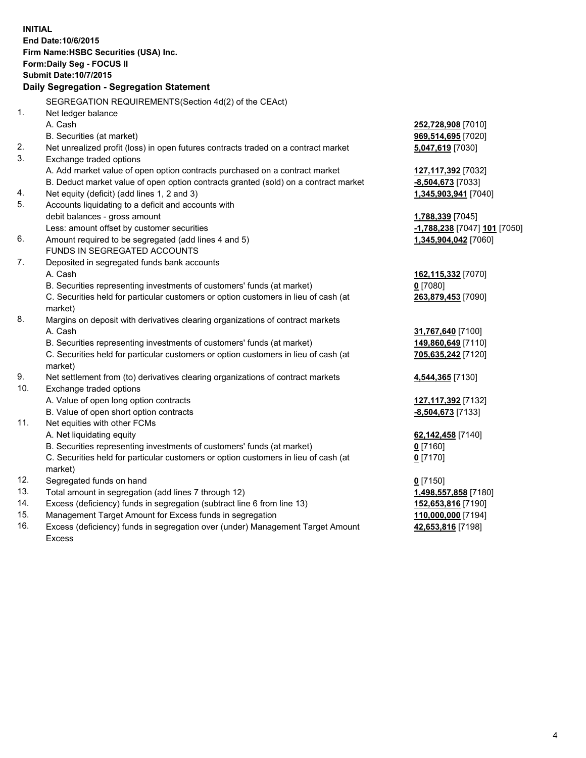**INITIAL**
**End Date:10/6/2015**
**Firm Name:HSBC Securities (USA) Inc.**
**Form:Daily Seg - FOCUS II**
**Submit Date:10/7/2015**

## Daily Segregation - Segregation Statement

| | SEGREGATION REQUIREMENTS(Section 4d(2) of the CEAct) | |
|---|---|---|
| 1. | Net ledger balance | |
| | A. Cash | **252,728,908** [7010] |
| | B. Securities (at market) | **969,514,695** [7020] |
| 2. | Net unrealized profit (loss) in open futures contracts traded on a contract market | **5,047,619** [7030] |
| 3. | Exchange traded options | |
| | A. Add market value of open option contracts purchased on a contract market | **127,117,392** [7032] |
| | B. Deduct market value of open option contracts granted (sold) on a contract market | **-8,504,673** [7033] |
| 4. | Net equity (deficit) (add lines 1, 2 and 3) | **1,345,903,941** [7040] |
| 5. | Accounts liquidating to a deficit and accounts with debit balances - gross amount | **1,788,339** [7045] |
| | Less: amount offset by customer securities | **-1,788,238** [7047] **101** [7050] |
| 6. | Amount required to be segregated (add lines 4 and 5) | **1,345,904,042** [7060] |
| | FUNDS IN SEGREGATED ACCOUNTS | |
| 7. | Deposited in segregated funds bank accounts | |
| | A. Cash | **162,115,332** [7070] |
| | B. Securities representing investments of customers' funds (at market) | **0** [7080] |
| | C. Securities held for particular customers or option customers in lieu of cash (at market) | **263,879,453** [7090] |
| 8. | Margins on deposit with derivatives clearing organizations of contract markets | |
| | A. Cash | **31,767,640** [7100] |
| | B. Securities representing investments of customers' funds (at market) | **149,860,649** [7110] |
| | C. Securities held for particular customers or option customers in lieu of cash (at market) | **705,635,242** [7120] |
| 9. | Net settlement from (to) derivatives clearing organizations of contract markets | **4,544,365** [7130] |
| 10. | Exchange traded options | |
| | A. Value of open long option contracts | **127,117,392** [7132] |
| | B. Value of open short option contracts | **-8,504,673** [7133] |
| 11. | Net equities with other FCMs | |
| | A. Net liquidating equity | **62,142,458** [7140] |
| | B. Securities representing investments of customers' funds (at market) | **0** [7160] |
| | C. Securities held for particular customers or option customers in lieu of cash (at market) | **0** [7170] |
| 12. | Segregated funds on hand | **0** [7150] |
| 13. | Total amount in segregation (add lines 7 through 12) | **1,498,557,858** [7180] |
| 14. | Excess (deficiency) funds in segregation (subtract line 6 from line 13) | **152,653,816** [7190] |
| 15. | Management Target Amount for Excess funds in segregation | **110,000,000** [7194] |
| 16. | Excess (deficiency) funds in segregation over (under) Management Target Amount Excess | **42,653,816** [7198] |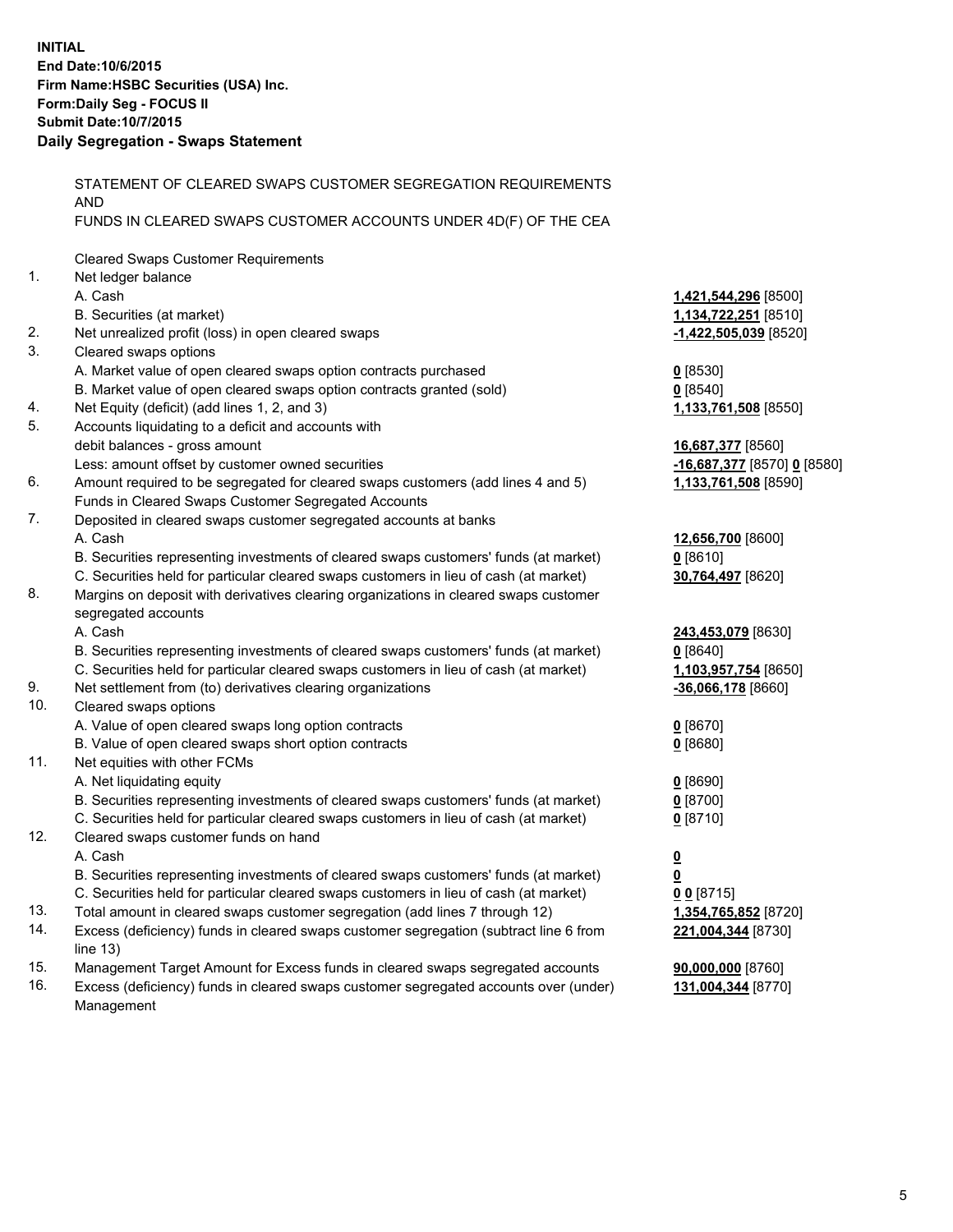**INITIAL**
**End Date:10/6/2015**
**Firm Name:HSBC Securities (USA) Inc.**
**Form:Daily Seg - FOCUS II**
**Submit Date:10/7/2015**
**Daily Segregation - Swaps Statement**

STATEMENT OF CLEARED SWAPS CUSTOMER SEGREGATION REQUIREMENTS AND FUNDS IN CLEARED SWAPS CUSTOMER ACCOUNTS UNDER 4D(F) OF THE CEA

| | | |
|---|---|---|
| | Cleared Swaps Customer Requirements | |
| 1. | Net ledger balance | |
| | A. Cash | **1,421,544,296** [8500] |
| | B. Securities (at market) | **1,134,722,251** [8510] |
| 2. | Net unrealized profit (loss) in open cleared swaps | **-1,422,505,039** [8520] |
| 3. | Cleared swaps options | |
| | A. Market value of open cleared swaps option contracts purchased | **0** [8530] |
| | B. Market value of open cleared swaps option contracts granted (sold) | **0** [8540] |
| 4. | Net Equity (deficit) (add lines 1, 2, and 3) | **1,133,761,508** [8550] |
| 5. | Accounts liquidating to a deficit and accounts with debit balances - gross amount | **16,687,377** [8560] |
| | Less: amount offset by customer owned securities | **-16,687,377** [8570] **0** [8580] |
| 6. | Amount required to be segregated for cleared swaps customers (add lines 4 and 5) | **1,133,761,508** [8590] |
| | Funds in Cleared Swaps Customer Segregated Accounts | |
| 7. | Deposited in cleared swaps customer segregated accounts at banks | |
| | A. Cash | **12,656,700** [8600] |
| | B. Securities representing investments of cleared swaps customers' funds (at market) | **0** [8610] |
| | C. Securities held for particular cleared swaps customers in lieu of cash (at market) | **30,764,497** [8620] |
| 8. | Margins on deposit with derivatives clearing organizations in cleared swaps customer segregated accounts | |
| | A. Cash | **243,453,079** [8630] |
| | B. Securities representing investments of cleared swaps customers' funds (at market) | **0** [8640] |
| | C. Securities held for particular cleared swaps customers in lieu of cash (at market) | **1,103,957,754** [8650] |
| 9. | Net settlement from (to) derivatives clearing organizations | **-36,066,178** [8660] |
| 10. | Cleared swaps options | |
| | A. Value of open cleared swaps long option contracts | **0** [8670] |
| | B. Value of open cleared swaps short option contracts | **0** [8680] |
| 11. | Net equities with other FCMs | |
| | A. Net liquidating equity | **0** [8690] |
| | B. Securities representing investments of cleared swaps customers' funds (at market) | **0** [8700] |
| | C. Securities held for particular cleared swaps customers in lieu of cash (at market) | **0** [8710] |
| 12. | Cleared swaps customer funds on hand | |
| | A. Cash | **0** |
| | B. Securities representing investments of cleared swaps customers' funds (at market) | **0** |
| | C. Securities held for particular cleared swaps customers in lieu of cash (at market) | **0** **0** [8715] |
| 13. | Total amount in cleared swaps customer segregation (add lines 7 through 12) | **1,354,765,852** [8720] |
| 14. | Excess (deficiency) funds in cleared swaps customer segregation (subtract line 6 from line 13) | **221,004,344** [8730] |
| 15. | Management Target Amount for Excess funds in cleared swaps segregated accounts | **90,000,000** [8760] |
| 16. | Excess (deficiency) funds in cleared swaps customer segregated accounts over (under) Management | **131,004,344** [8770] |